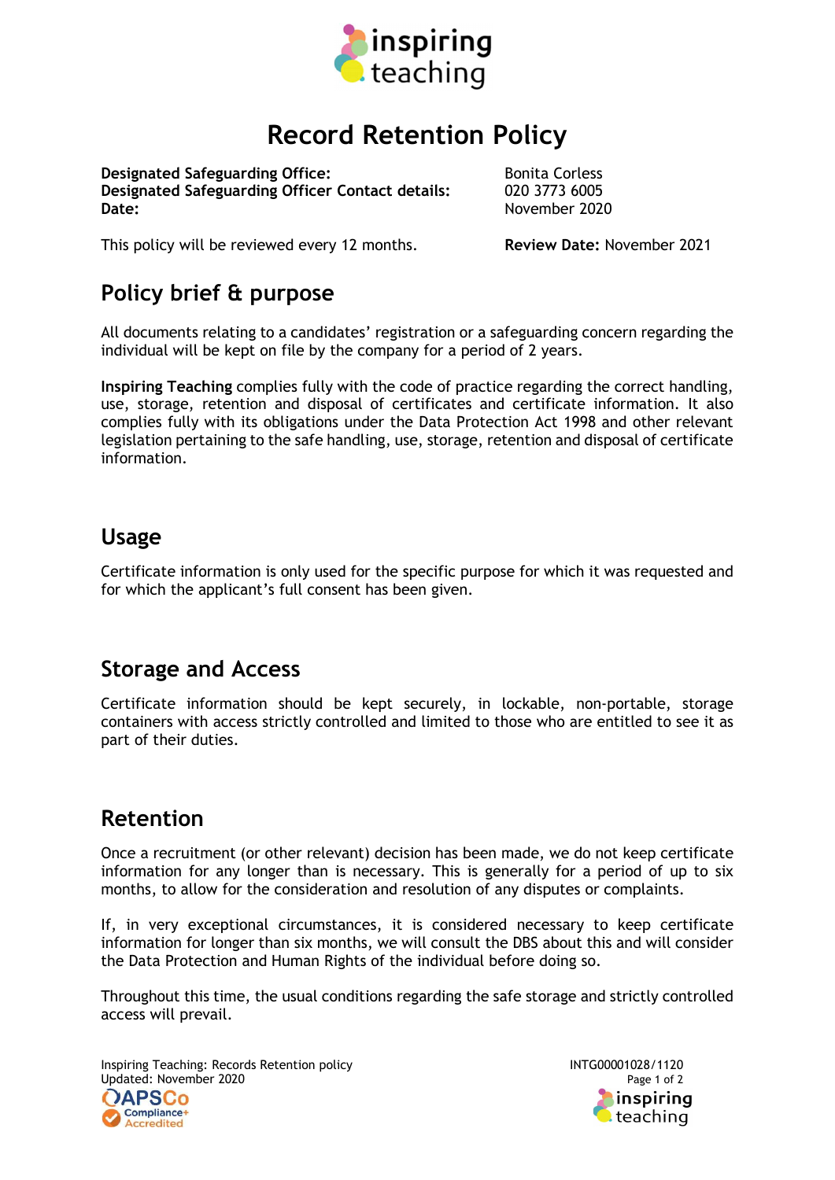# Record Retention Policy

| | |
|---|---|
| **Designated Safeguarding Office:** | Bonita Corless |
| **Designated Safeguarding Officer Contact details:** | 020 3773 6005 |
| **Date:** | November 2020 |

This policy will be reviewed every 12 months. **Review Date:** November 2021

## Policy brief & purpose

All documents relating to a candidates' registration or a safeguarding concern regarding the individual will be kept on file by the company for a period of 2 years.

**Inspiring Teaching** complies fully with the code of practice regarding the correct handling, use, storage, retention and disposal of certificates and certificate information. It also complies fully with its obligations under the Data Protection Act 1998 and other relevant legislation pertaining to the safe handling, use, storage, retention and disposal of certificate information.

## Usage

Certificate information is only used for the specific purpose for which it was requested and for which the applicant's full consent has been given.

## Storage and Access

Certificate information should be kept securely, in lockable, non-portable, storage containers with access strictly controlled and limited to those who are entitled to see it as part of their duties.

## Retention

Once a recruitment (or other relevant) decision has been made, we do not keep certificate information for any longer than is necessary. This is generally for a period of up to six months, to allow for the consideration and resolution of any disputes or complaints.

If, in very exceptional circumstances, it is considered necessary to keep certificate information for longer than six months, we will consult the DBS about this and will consider the Data Protection and Human Rights of the individual before doing so.

Throughout this time, the usual conditions regarding the safe storage and strictly controlled access will prevail.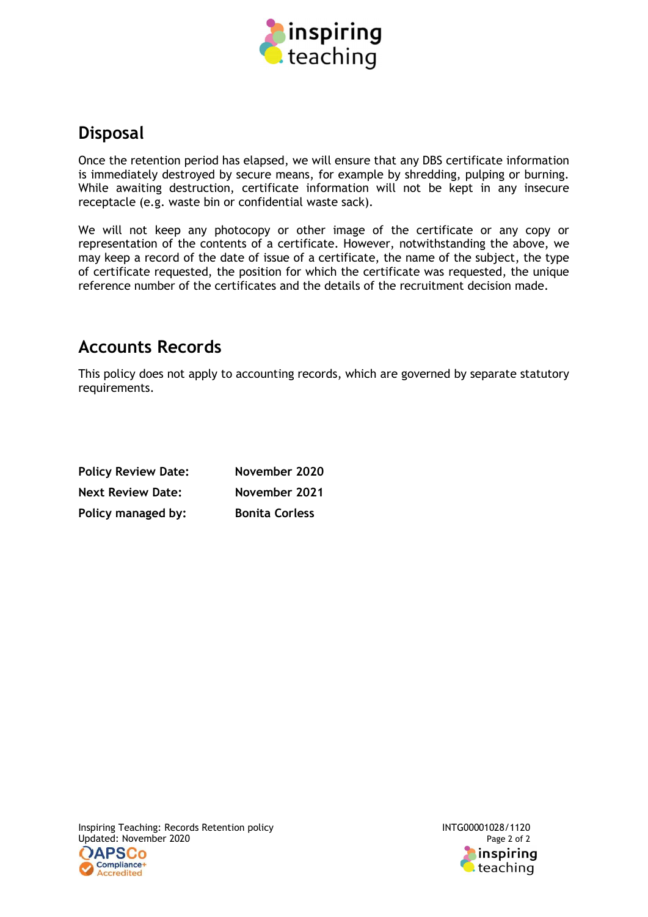## Disposal

Once the retention period has elapsed, we will ensure that any DBS certificate information is immediately destroyed by secure means, for example by shredding, pulping or burning. While awaiting destruction, certificate information will not be kept in any insecure receptacle (e.g. waste bin or confidential waste sack).

We will not keep any photocopy or other image of the certificate or any copy or representation of the contents of a certificate. However, notwithstanding the above, we may keep a record of the date of issue of a certificate, the name of the subject, the type of certificate requested, the position for which the certificate was requested, the unique reference number of the certificates and the details of the recruitment decision made.

## Accounts Records

This policy does not apply to accounting records, which are governed by separate statutory requirements.

| | |
|---|---|
| **Policy Review Date:** | **November 2020** |
| **Next Review Date:** | **November 2021** |
| **Policy managed by:** | **Bonita Corless** |